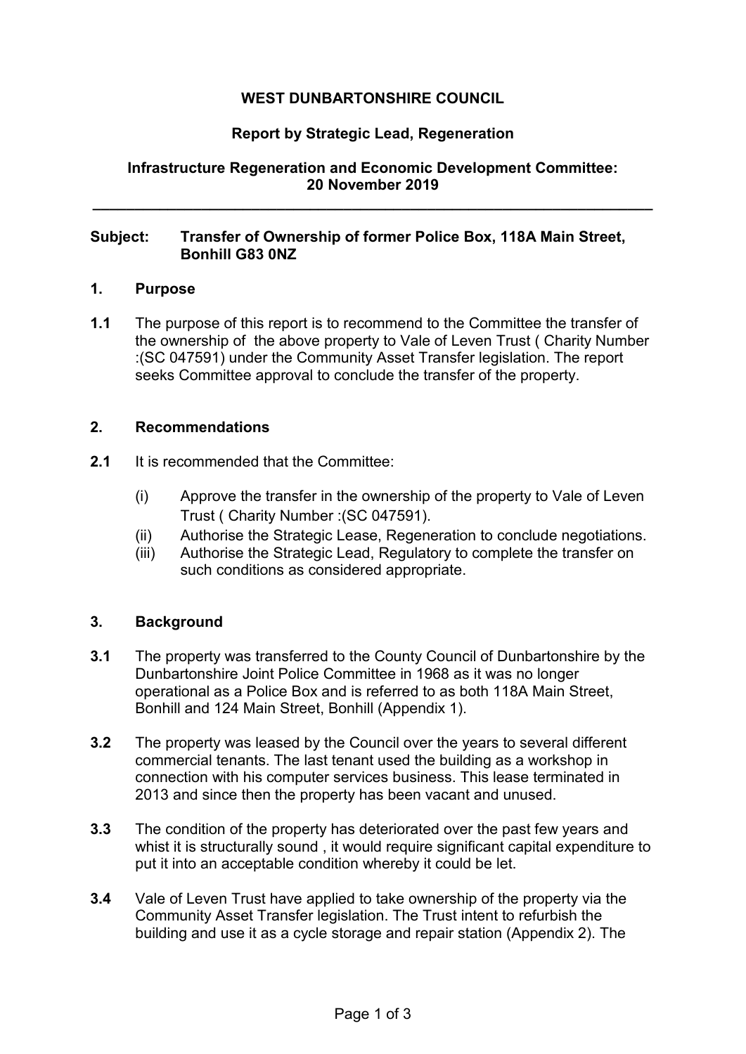**WEST DUNBARTONSHIRE COUNCIL**

**Report by Strategic Lead, Regeneration**

**Infrastructure Regeneration and Economic Development Committee: 20 November 2019**

---

**Subject: Transfer of Ownership of former Police Box, 118A Main Street, Bonhill G83 0NZ**

## 1. Purpose

**1.1** The purpose of this report is to recommend to the Committee the transfer of the ownership of the above property to Vale of Leven Trust ( Charity Number :(SC 047591) under the Community Asset Transfer legislation. The report seeks Committee approval to conclude the transfer of the property.

## 2. Recommendations

**2.1** It is recommended that the Committee:

(i) Approve the transfer in the ownership of the property to Vale of Leven Trust ( Charity Number :(SC 047591).
(ii) Authorise the Strategic Lease, Regeneration to conclude negotiations.
(iii) Authorise the Strategic Lead, Regulatory to complete the transfer on such conditions as considered appropriate.

## 3. Background

**3.1** The property was transferred to the County Council of Dunbartonshire by the Dunbartonshire Joint Police Committee in 1968 as it was no longer operational as a Police Box and is referred to as both 118A Main Street, Bonhill and 124 Main Street, Bonhill (Appendix 1).

**3.2** The property was leased by the Council over the years to several different commercial tenants. The last tenant used the building as a workshop in connection with his computer services business. This lease terminated in 2013 and since then the property has been vacant and unused.

**3.3** The condition of the property has deteriorated over the past few years and whist it is structurally sound , it would require significant capital expenditure to put it into an acceptable condition whereby it could be let.

**3.4** Vale of Leven Trust have applied to take ownership of the property via the Community Asset Transfer legislation. The Trust intent to refurbish the building and use it as a cycle storage and repair station (Appendix 2). The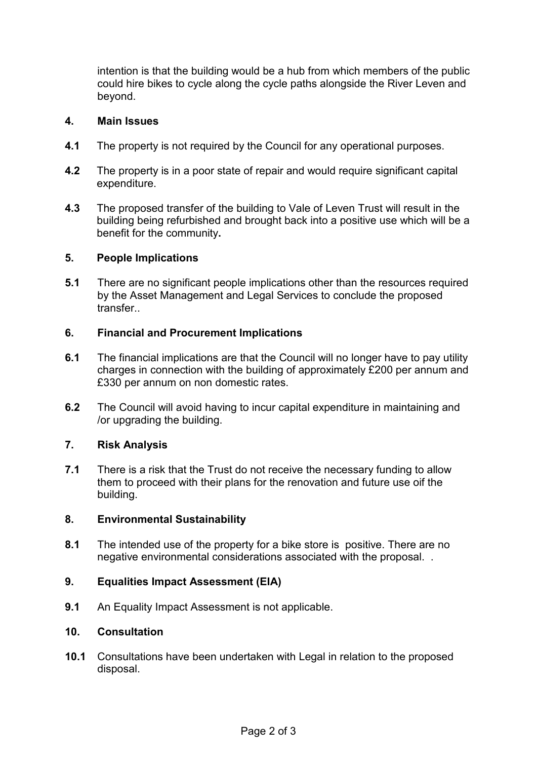intention is that the building would be a hub from which members of the public could hire bikes to cycle along the cycle paths alongside the River Leven and beyond.

## 4. Main Issues

**4.1** The property is not required by the Council for any operational purposes.

**4.2** The property is in a poor state of repair and would require significant capital expenditure.

**4.3** The proposed transfer of the building to Vale of Leven Trust will result in the building being refurbished and brought back into a positive use which will be a benefit for the community**.**

## 5. People Implications

**5.1** There are no significant people implications other than the resources required by the Asset Management and Legal Services to conclude the proposed transfer..

## 6. Financial and Procurement Implications

**6.1** The financial implications are that the Council will no longer have to pay utility charges in connection with the building of approximately £200 per annum and £330 per annum on non domestic rates.

**6.2** The Council will avoid having to incur capital expenditure in maintaining and /or upgrading the building.

## 7. Risk Analysis

**7.1** There is a risk that the Trust do not receive the necessary funding to allow them to proceed with their plans for the renovation and future use oif the building.

## 8. Environmental Sustainability

**8.1** The intended use of the property for a bike store is positive. There are no negative environmental considerations associated with the proposal. .

## 9. Equalities Impact Assessment (EIA)

**9.1** An Equality Impact Assessment is not applicable.

## 10. Consultation

**10.1** Consultations have been undertaken with Legal in relation to the proposed disposal.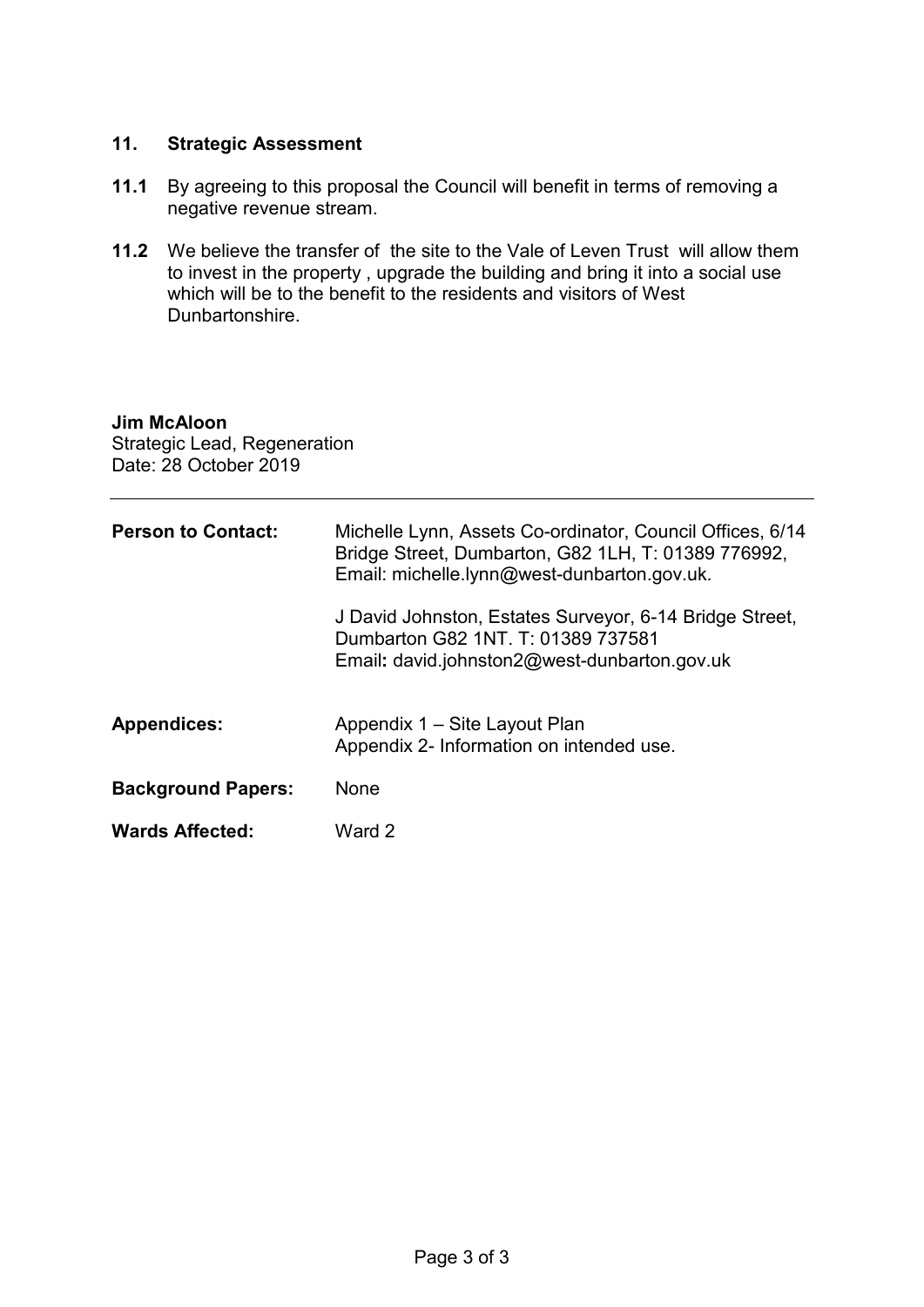## 11. Strategic Assessment

**11.1** By agreeing to this proposal the Council will benefit in terms of removing a negative revenue stream.

**11.2** We believe the transfer of the site to the Vale of Leven Trust will allow them to invest in the property , upgrade the building and bring it into a social use which will be to the benefit to the residents and visitors of West Dunbartonshire.

**Jim McAloon**
Strategic Lead, Regeneration
Date: 28 October 2019

---

| | |
|---|---|
| **Person to Contact:** | Michelle Lynn, Assets Co-ordinator, Council Offices, 6/14 Bridge Street, Dumbarton, G82 1LH, T: 01389 776992, Email: michelle.lynn@west-dunbarton.gov.uk.<br><br>J David Johnston, Estates Surveyor, 6-14 Bridge Street, Dumbarton G82 1NT. T: 01389 737581 Email**:** david.johnston2@west-dunbarton.gov.uk |
| **Appendices:** | Appendix 1 – Site Layout Plan<br>Appendix 2- Information on intended use. |
| **Background Papers:** | None |
| **Wards Affected:** | Ward 2 |